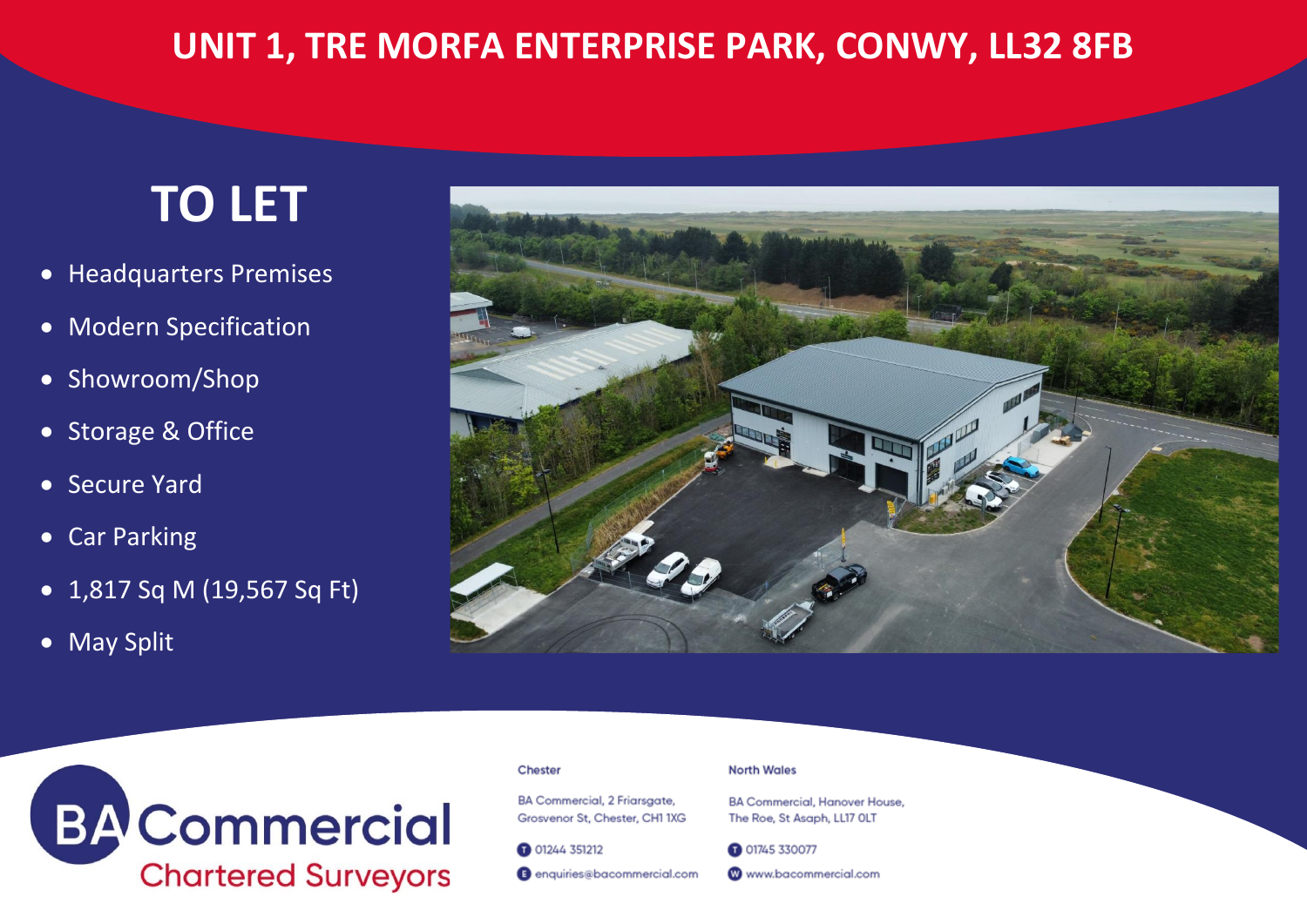# UNIT 1, TRE MORFA ENTERPRISE PARK, CONWY, LL32 8FB

## TO LET

- Headquarters Premises
- Modern Specification
- Showroom/Shop
- Storage & Office
- Secure Yard
- Car Parking
- 1,817 Sq M (19,567 Sq Ft)
- May Split

**BA Commercial**
Chartered Surveyors

**Chester**

BA Commercial, 2 Friarsgate, Grosvenor St, Chester, CH1 1XG

T 01244 351212

E enquiries@bacommercial.com

**North Wales**

BA Commercial, Hanover House, The Roe, St Asaph, LL17 0LT

T 01745 330077

W www.bacommercial.com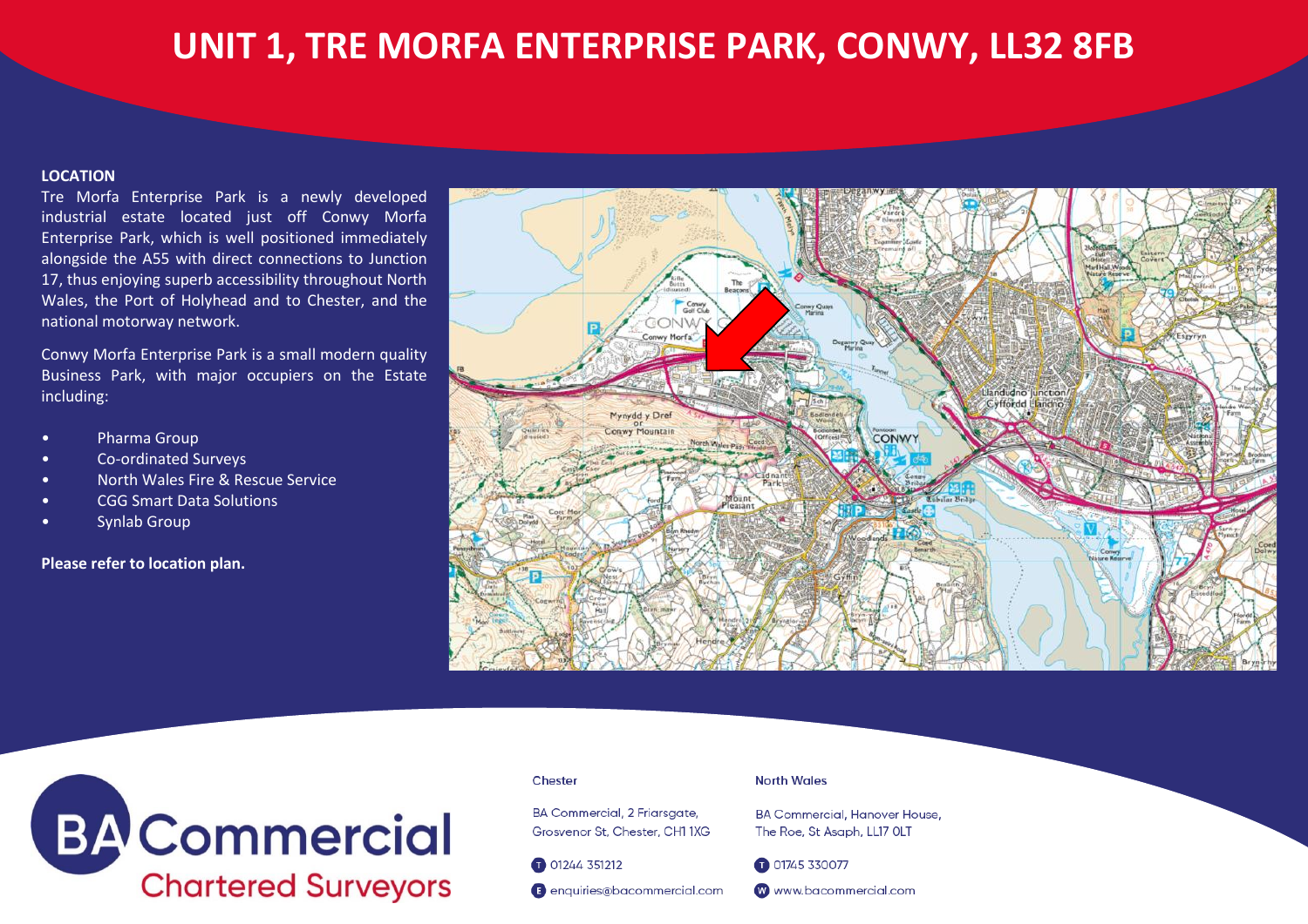# UNIT 1, TRE MORFA ENTERPRISE PARK, CONWY, LL32 8FB

**LOCATION**

Tre Morfa Enterprise Park is a newly developed industrial estate located just off Conwy Morfa Enterprise Park, which is well positioned immediately alongside the A55 with direct connections to Junction 17, thus enjoying superb accessibility throughout North Wales, the Port of Holyhead and to Chester, and the national motorway network.

Conwy Morfa Enterprise Park is a small modern quality Business Park, with major occupiers on the Estate including:

- Pharma Group
- Co-ordinated Surveys
- North Wales Fire & Rescue Service
- CGG Smart Data Solutions
- Synlab Group

**Please refer to location plan.**

BA Commercial
Chartered Surveyors

Chester

BA Commercial, 2 Friarsgate, Grosvenor St, Chester, CH1 1XG

T 01244 351212

E enquiries@bacommercial.com

North Wales

BA Commercial, Hanover House, The Roe, St Asaph, LL17 0LT

T 01745 330077

W www.bacommercial.com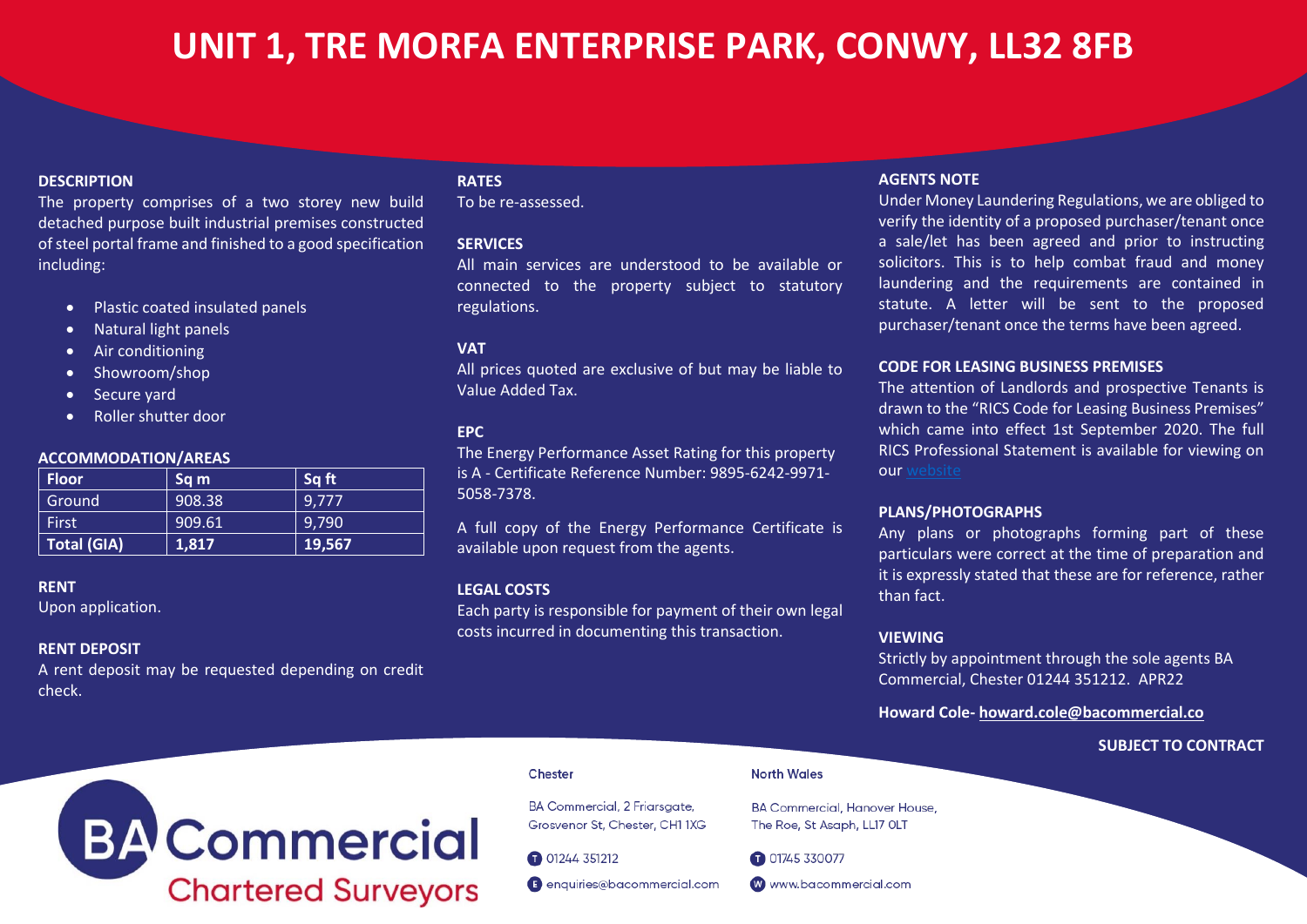# UNIT 1, TRE MORFA ENTERPRISE PARK, CONWY, LL32 8FB

**DESCRIPTION**

The property comprises of a two storey new build detached purpose built industrial premises constructed of steel portal frame and finished to a good specification including:

- Plastic coated insulated panels
- Natural light panels
- Air conditioning
- Showroom/shop
- Secure yard
- Roller shutter door

**ACCOMMODATION/AREAS**

| Floor | Sq m | Sq ft |
|---|---|---|
| Ground | 908.38 | 9,777 |
| First | 909.61 | 9,790 |
| **Total (GIA)** | **1,817** | **19,567** |

**RENT**

Upon application.

**RENT DEPOSIT**

A rent deposit may be requested depending on credit check.

**RATES**

To be re-assessed.

**SERVICES**

All main services are understood to be available or connected to the property subject to statutory regulations.

**VAT**

All prices quoted are exclusive of but may be liable to Value Added Tax.

**EPC**

The Energy Performance Asset Rating for this property is A - Certificate Reference Number: 9895-6242-9971-5058-7378.

A full copy of the Energy Performance Certificate is available upon request from the agents.

**LEGAL COSTS**

Each party is responsible for payment of their own legal costs incurred in documenting this transaction.

**AGENTS NOTE**

Under Money Laundering Regulations, we are obliged to verify the identity of a proposed purchaser/tenant once a sale/let has been agreed and prior to instructing solicitors. This is to help combat fraud and money laundering and the requirements are contained in statute. A letter will be sent to the proposed purchaser/tenant once the terms have been agreed.

**CODE FOR LEASING BUSINESS PREMISES**

The attention of Landlords and prospective Tenants is drawn to the "RICS Code for Leasing Business Premises" which came into effect 1st September 2020. The full RICS Professional Statement is available for viewing on our website

**PLANS/PHOTOGRAPHS**

Any plans or photographs forming part of these particulars were correct at the time of preparation and it is expressly stated that these are for reference, rather than fact.

**VIEWING**

Strictly by appointment through the sole agents BA Commercial, Chester 01244 351212. APR22

**Howard Cole- howard.cole@bacommercial.co**

**SUBJECT TO CONTRACT**

BA Commercial
Chartered Surveyors

Chester

BA Commercial, 2 Friarsgate, Grosvenor St, Chester, CH1 1XG

T 01244 351212

E enquiries@bacommercial.com

North Wales

BA Commercial, Hanover House, The Roe, St Asaph, LL17 0LT

T 01745 330077

W www.bacommercial.com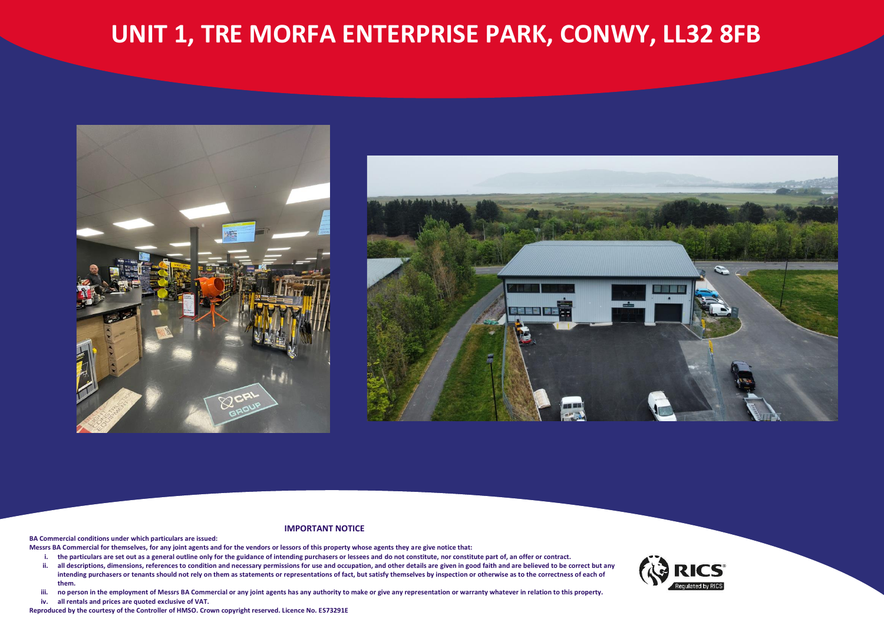# UNIT 1, TRE MORFA ENTERPRISE PARK, CONWY, LL32 8FB

**IMPORTANT NOTICE**

**BA Commercial conditions under which particulars are issued:**

**Messrs BA Commercial for themselves, for any joint agents and for the vendors or lessors of this property whose agents they are give notice that:**

- **i.** **the particulars are set out as a general outline only for the guidance of intending purchasers or lessees and do not constitute, nor constitute part of, an offer or contract.**
- **ii.** **all descriptions, dimensions, references to condition and necessary permissions for use and occupation, and other details are given in good faith and are believed to be correct but any intending purchasers or tenants should not rely on them as statements or representations of fact, but satisfy themselves by inspection or otherwise as to the correctness of each of them.**
- **iii.** **no person in the employment of Messrs BA Commercial or any joint agents has any authority to make or give any representation or warranty whatever in relation to this property.**
- **iv.** **all rentals and prices are quoted exclusive of VAT.**

**Reproduced by the courtesy of the Controller of HMSO. Crown copyright reserved. Licence No. ES73291E**